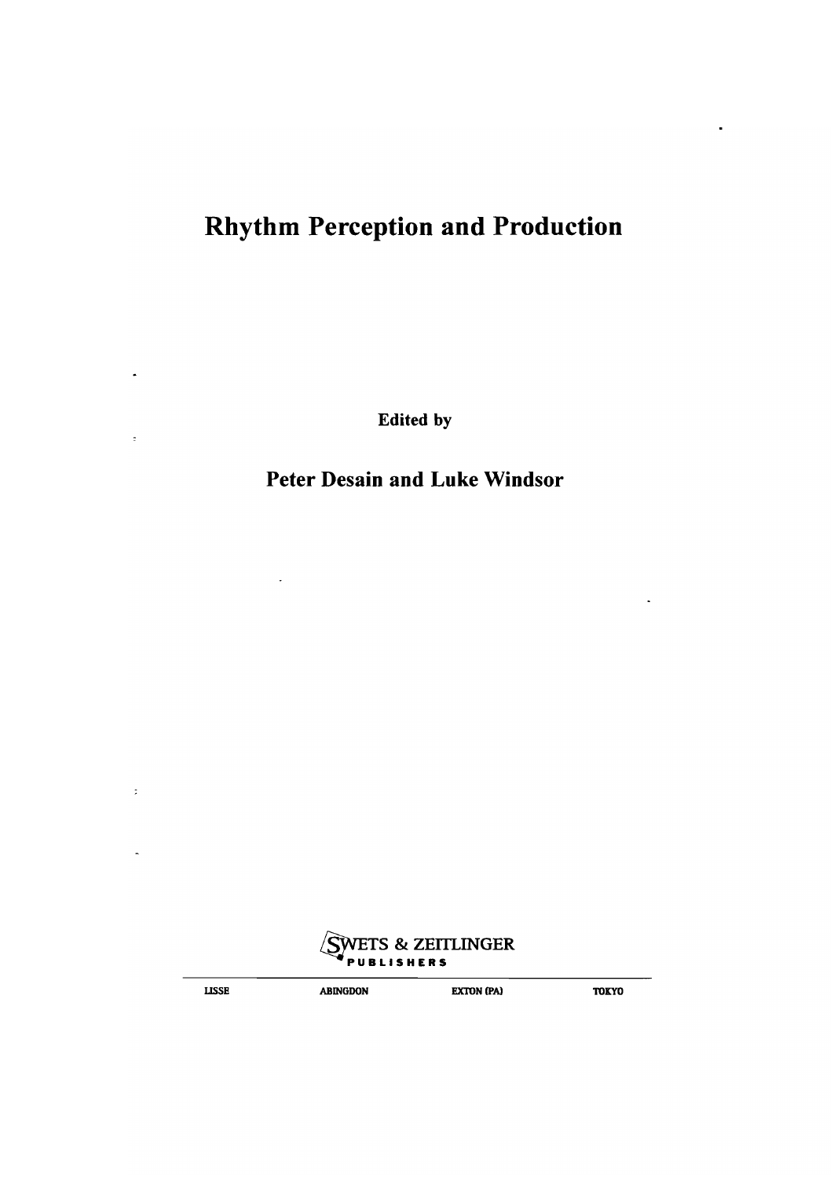# Rhythm Perception and Production

**Edited by**

## Peter Desain and Luke Windsor

SWETS & ZEITLINGER
PUBLISHERS

LISSE ABINGDON EXTON (PA) TOKYO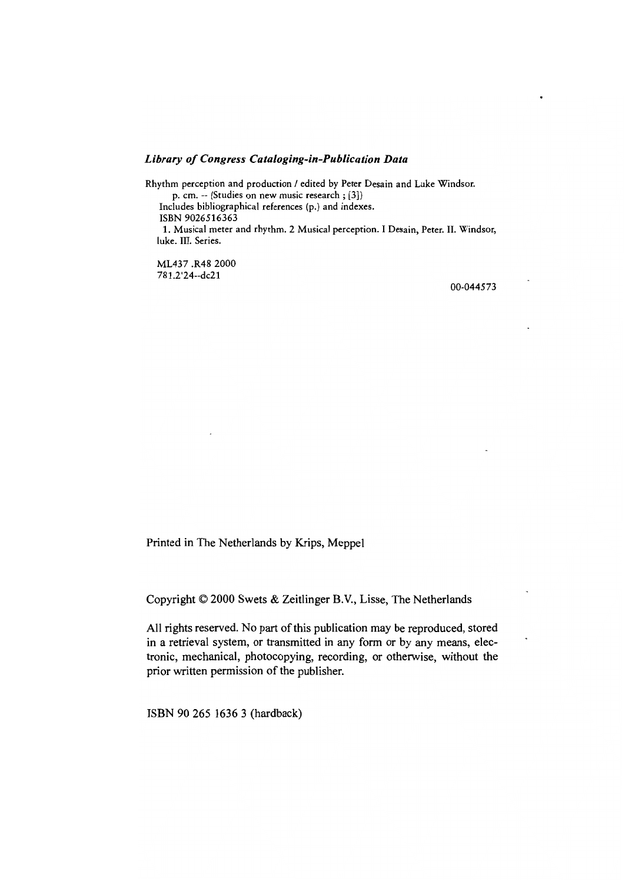***Library of Congress Cataloging-in-Publication Data***

Rhythm perception and production / edited by Peter Desain and Luke Windsor.
p. cm. -- (Studies on new music research ; [3])
Includes bibliographical references (p.) and indexes.
ISBN 9026516363
1. Musical meter and rhythm. 2 Musical perception. I Desain, Peter. II. Windsor, luke. III. Series.

ML437 .R48 2000
781.2'24--dc21

00-044573

Printed in The Netherlands by Krips, Meppel

Copyright © 2000 Swets & Zeitlinger B.V., Lisse, The Netherlands

All rights reserved. No part of this publication may be reproduced, stored in a retrieval system, or transmitted in any form or by any means, electronic, mechanical, photocopying, recording, or otherwise, without the prior written permission of the publisher.

ISBN 90 265 1636 3 (hardback)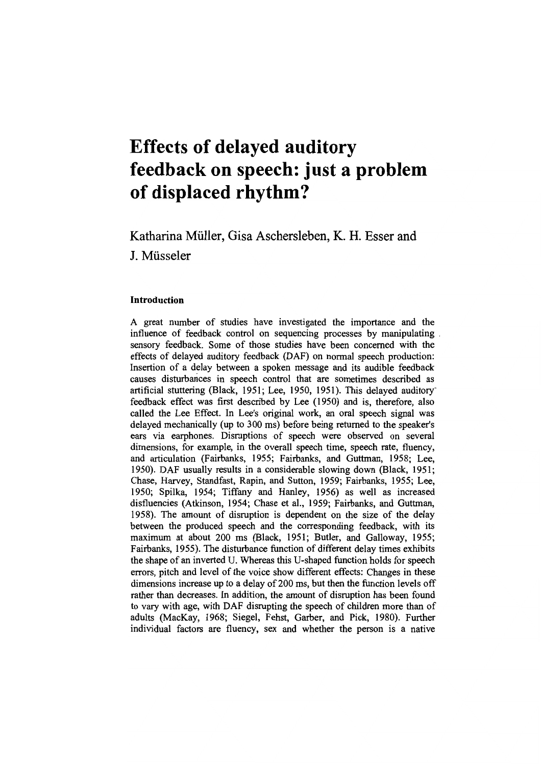# Effects of delayed auditory feedback on speech: just a problem of displaced rhythm?

Katharina Müller, Gisa Aschersleben, K. H. Esser and J. Müsseler

### Introduction

A great number of studies have investigated the importance and the influence of feedback control on sequencing processes by manipulating sensory feedback. Some of those studies have been concerned with the effects of delayed auditory feedback (DAF) on normal speech production: Insertion of a delay between a spoken message and its audible feedback causes disturbances in speech control that are sometimes described as artificial stuttering (Black, 1951; Lee, 1950, 1951). This delayed auditory feedback effect was first described by Lee (1950) and is, therefore, also called the Lee Effect. In Lee's original work, an oral speech signal was delayed mechanically (up to 300 ms) before being returned to the speaker's ears via earphones. Disruptions of speech were observed on several dimensions, for example, in the overall speech time, speech rate, fluency, and articulation (Fairbanks, 1955; Fairbanks, and Guttman, 1958; Lee, 1950). DAF usually results in a considerable slowing down (Black, 1951; Chase, Harvey, Standfast, Rapin, and Sutton, 1959; Fairbanks, 1955; Lee, 1950; Spilka, 1954; Tiffany and Hanley, 1956) as well as increased disfluencies (Atkinson, 1954; Chase et al., 1959; Fairbanks, and Guttman, 1958). The amount of disruption is dependent on the size of the delay between the produced speech and the corresponding feedback, with its maximum at about 200 ms (Black, 1951; Butler, and Galloway, 1955; Fairbanks, 1955). The disturbance function of different delay times exhibits the shape of an inverted U. Whereas this U-shaped function holds for speech errors, pitch and level of the voice show different effects: Changes in these dimensions increase up to a delay of 200 ms, but then the function levels off rather than decreases. In addition, the amount of disruption has been found to vary with age, with DAF disrupting the speech of children more than of adults (MacKay, 1968; Siegel, Fehst, Garber, and Pick, 1980). Further individual factors are fluency, sex and whether the person is a native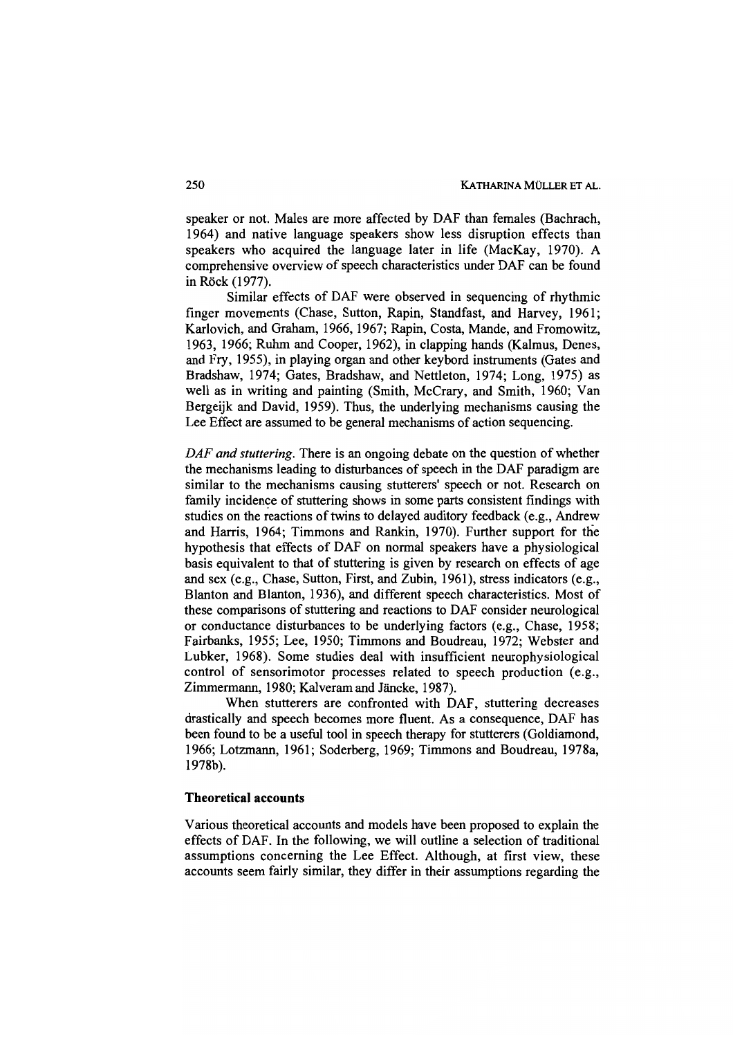speaker or not. Males are more affected by DAF than females (Bachrach, 1964) and native language speakers show less disruption effects than speakers who acquired the language later in life (MacKay, 1970). A comprehensive overview of speech characteristics under DAF can be found in Röck (1977).

Similar effects of DAF were observed in sequencing of rhythmic finger movements (Chase, Sutton, Rapin, Standfast, and Harvey, 1961; Karlovich, and Graham, 1966, 1967; Rapin, Costa, Mande, and Fromowitz, 1963, 1966; Ruhm and Cooper, 1962), in clapping hands (Kalmus, Denes, and Fry, 1955), in playing organ and other keybord instruments (Gates and Bradshaw, 1974; Gates, Bradshaw, and Nettleton, 1974; Long, 1975) as well as in writing and painting (Smith, McCrary, and Smith, 1960; Van Bergeijk and David, 1959). Thus, the underlying mechanisms causing the Lee Effect are assumed to be general mechanisms of action sequencing.

*DAF and stuttering.* There is an ongoing debate on the question of whether the mechanisms leading to disturbances of speech in the DAF paradigm are similar to the mechanisms causing stutterers' speech or not. Research on family incidence of stuttering shows in some parts consistent findings with studies on the reactions of twins to delayed auditory feedback (e.g., Andrew and Harris, 1964; Timmons and Rankin, 1970). Further support for the hypothesis that effects of DAF on normal speakers have a physiological basis equivalent to that of stuttering is given by research on effects of age and sex (e.g., Chase, Sutton, First, and Zubin, 1961), stress indicators (e.g., Blanton and Blanton, 1936), and different speech characteristics. Most of these comparisons of stuttering and reactions to DAF consider neurological or conductance disturbances to be underlying factors (e.g., Chase, 1958; Fairbanks, 1955; Lee, 1950; Timmons and Boudreau, 1972; Webster and Lubker, 1968). Some studies deal with insufficient neurophysiological control of sensorimotor processes related to speech production (e.g., Zimmermann, 1980; Kalveram and Jäncke, 1987).

When stutterers are confronted with DAF, stuttering decreases drastically and speech becomes more fluent. As a consequence, DAF has been found to be a useful tool in speech therapy for stutterers (Goldiamond, 1966; Lotzmann, 1961; Soderberg, 1969; Timmons and Boudreau, 1978a, 1978b).

### Theoretical accounts

Various theoretical accounts and models have been proposed to explain the effects of DAF. In the following, we will outline a selection of traditional assumptions concerning the Lee Effect. Although, at first view, these accounts seem fairly similar, they differ in their assumptions regarding the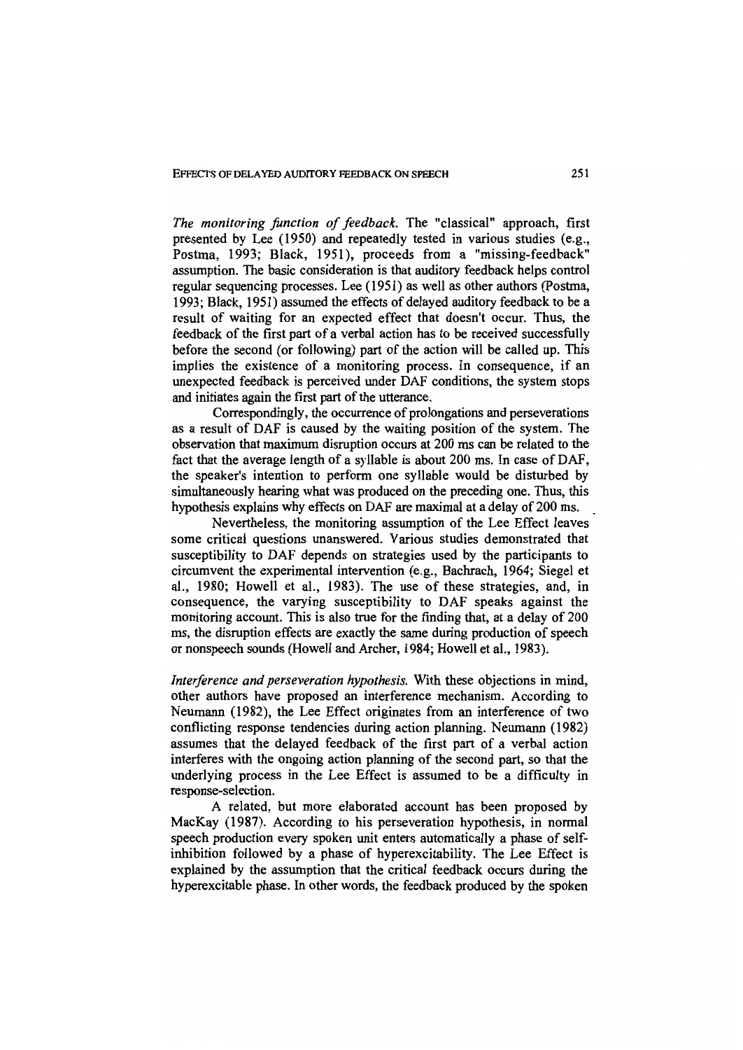*The monitoring function of feedback.* The "classical" approach, first presented by Lee (1950) and repeatedly tested in various studies (e.g., Postma, 1993; Black, 1951), proceeds from a "missing-feedback" assumption. The basic consideration is that auditory feedback helps control regular sequencing processes. Lee (1951) as well as other authors (Postma, 1993; Black, 1951) assumed the effects of delayed auditory feedback to be a result of waiting for an expected effect that doesn't occur. Thus, the feedback of the first part of a verbal action has to be received successfully before the second (or following) part of the action will be called up. This implies the existence of a monitoring process. In consequence, if an unexpected feedback is perceived under DAF conditions, the system stops and initiates again the first part of the utterance.

Correspondingly, the occurrence of prolongations and perseverations as a result of DAF is caused by the waiting position of the system. The observation that maximum disruption occurs at 200 ms can be related to the fact that the average length of a syllable is about 200 ms. In case of DAF, the speaker's intention to perform one syllable would be disturbed by simultaneously hearing what was produced on the preceding one. Thus, this hypothesis explains why effects on DAF are maximal at a delay of 200 ms.

Nevertheless, the monitoring assumption of the Lee Effect leaves some critical questions unanswered. Various studies demonstrated that susceptibility to DAF depends on strategies used by the participants to circumvent the experimental intervention (e.g., Bachrach, 1964; Siegel et al., 1980; Howell et al., 1983). The use of these strategies, and, in consequence, the varying susceptibility to DAF speaks against the monitoring account. This is also true for the finding that, at a delay of 200 ms, the disruption effects are exactly the same during production of speech or nonspeech sounds (Howell and Archer, 1984; Howell et al., 1983).

*Interference and perseveration hypothesis.* With these objections in mind, other authors have proposed an interference mechanism. According to Neumann (1982), the Lee Effect originates from an interference of two conflicting response tendencies during action planning. Neumann (1982) assumes that the delayed feedback of the first part of a verbal action interferes with the ongoing action planning of the second part, so that the underlying process in the Lee Effect is assumed to be a difficulty in response-selection.

A related, but more elaborated account has been proposed by MacKay (1987). According to his perseveration hypothesis, in normal speech production every spoken unit enters automatically a phase of self-inhibition followed by a phase of hyperexcitability. The Lee Effect is explained by the assumption that the critical feedback occurs during the hyperexcitable phase. In other words, the feedback produced by the spoken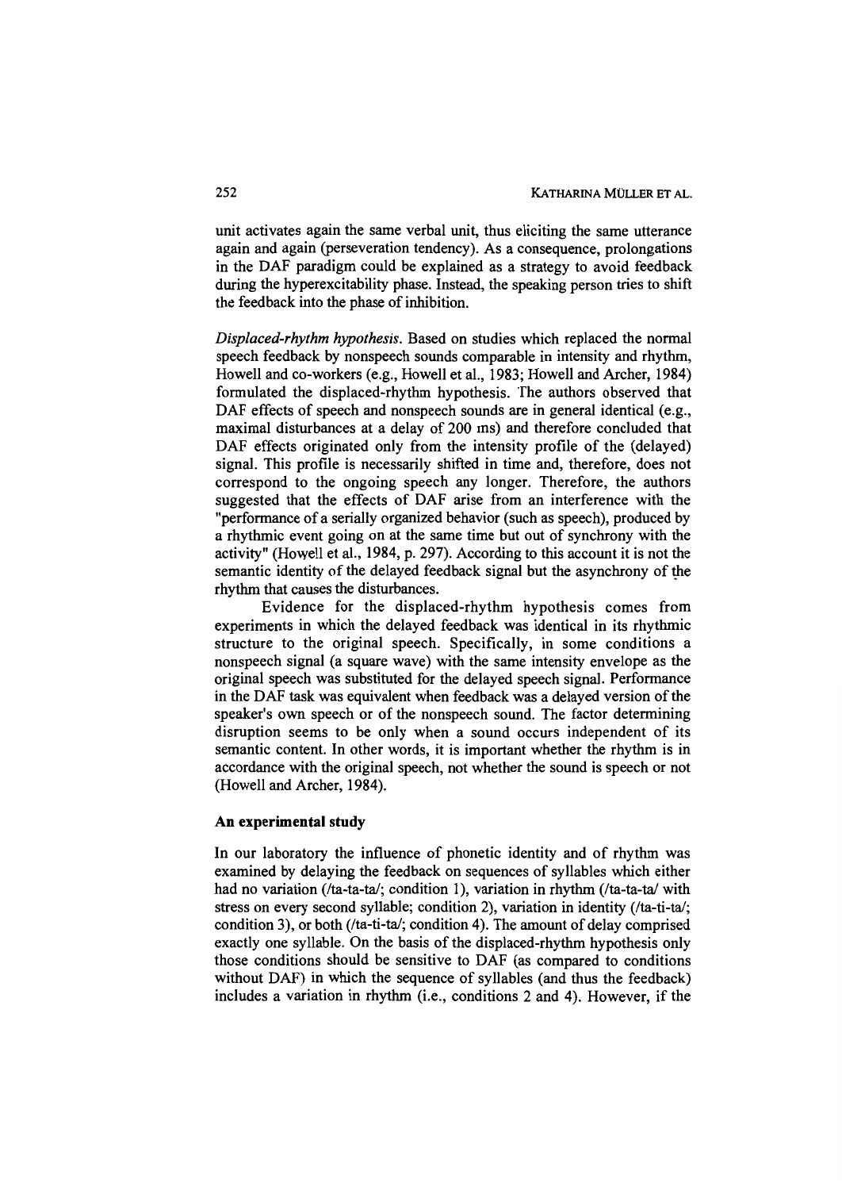unit activates again the same verbal unit, thus eliciting the same utterance again and again (perseveration tendency). As a consequence, prolongations in the DAF paradigm could be explained as a strategy to avoid feedback during the hyperexcitability phase. Instead, the speaking person tries to shift the feedback into the phase of inhibition.

*Displaced-rhythm hypothesis.* Based on studies which replaced the normal speech feedback by nonspeech sounds comparable in intensity and rhythm, Howell and co-workers (e.g., Howell et al., 1983; Howell and Archer, 1984) formulated the displaced-rhythm hypothesis. The authors observed that DAF effects of speech and nonspeech sounds are in general identical (e.g., maximal disturbances at a delay of 200 ms) and therefore concluded that DAF effects originated only from the intensity profile of the (delayed) signal. This profile is necessarily shifted in time and, therefore, does not correspond to the ongoing speech any longer. Therefore, the authors suggested that the effects of DAF arise from an interference with the "performance of a serially organized behavior (such as speech), produced by a rhythmic event going on at the same time but out of synchrony with the activity" (Howell et al., 1984, p. 297). According to this account it is not the semantic identity of the delayed feedback signal but the asynchrony of the rhythm that causes the disturbances.

Evidence for the displaced-rhythm hypothesis comes from experiments in which the delayed feedback was identical in its rhythmic structure to the original speech. Specifically, in some conditions a nonspeech signal (a square wave) with the same intensity envelope as the original speech was substituted for the delayed speech signal. Performance in the DAF task was equivalent when feedback was a delayed version of the speaker's own speech or of the nonspeech sound. The factor determining disruption seems to be only when a sound occurs independent of its semantic content. In other words, it is important whether the rhythm is in accordance with the original speech, not whether the sound is speech or not (Howell and Archer, 1984).

**An experimental study**

In our laboratory the influence of phonetic identity and of rhythm was examined by delaying the feedback on sequences of syllables which either had no variation (/ta-ta-ta/; condition 1), variation in rhythm (/ta-ta-ta/ with stress on every second syllable; condition 2), variation in identity (/ta-ti-ta/; condition 3), or both (/ta-ti-ta/; condition 4). The amount of delay comprised exactly one syllable. On the basis of the displaced-rhythm hypothesis only those conditions should be sensitive to DAF (as compared to conditions without DAF) in which the sequence of syllables (and thus the feedback) includes a variation in rhythm (i.e., conditions 2 and 4). However, if the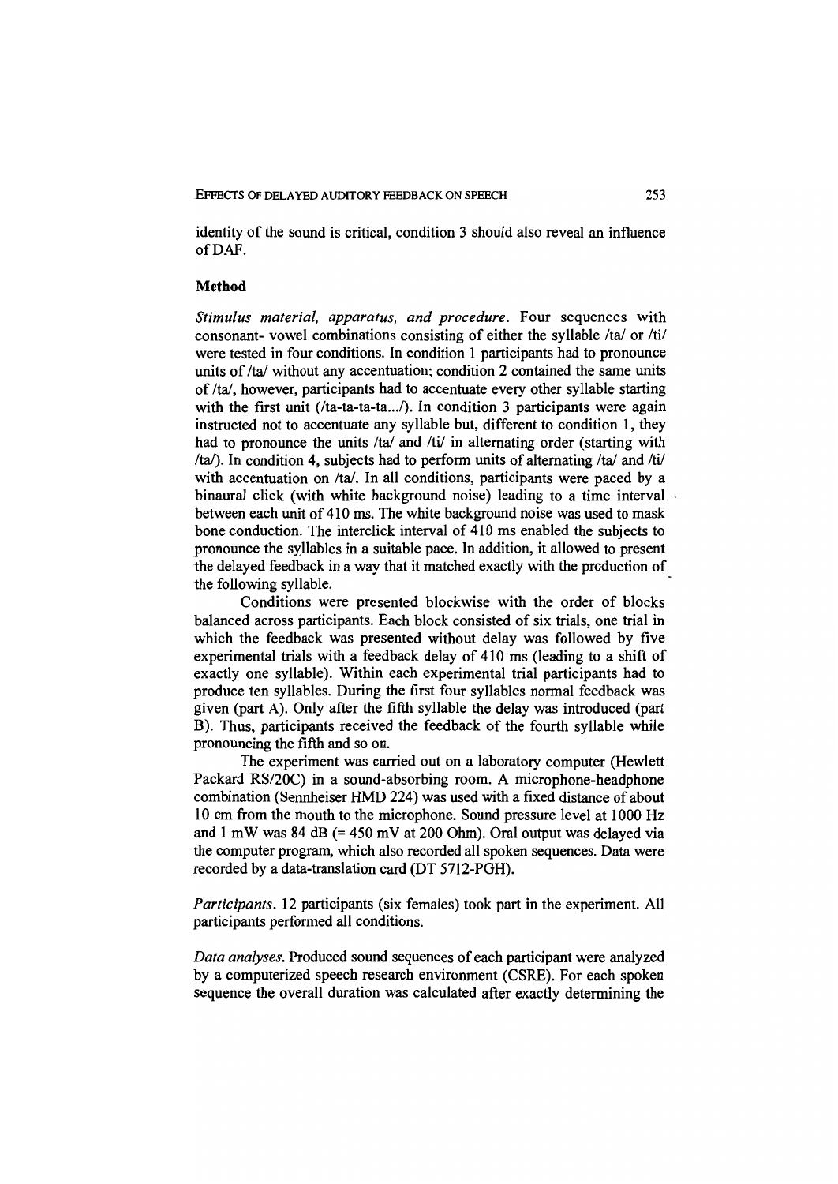identity of the sound is critical, condition 3 should also reveal an influence of DAF.

## Method

*Stimulus material, apparatus, and procedure.* Four sequences with consonant- vowel combinations consisting of either the syllable /ta/ or /ti/ were tested in four conditions. In condition 1 participants had to pronounce units of /ta/ without any accentuation; condition 2 contained the same units of /ta/, however, participants had to accentuate every other syllable starting with the first unit (/ta-ta-ta-ta.../). In condition 3 participants were again instructed not to accentuate any syllable but, different to condition 1, they had to pronounce the units /ta/ and /ti/ in alternating order (starting with /ta/). In condition 4, subjects had to perform units of alternating /ta/ and /ti/ with accentuation on /ta/. In all conditions, participants were paced by a binaural click (with white background noise) leading to a time interval between each unit of 410 ms. The white background noise was used to mask bone conduction. The interclick interval of 410 ms enabled the subjects to pronounce the syllables in a suitable pace. In addition, it allowed to present the delayed feedback in a way that it matched exactly with the production of the following syllable.

Conditions were presented blockwise with the order of blocks balanced across participants. Each block consisted of six trials, one trial in which the feedback was presented without delay was followed by five experimental trials with a feedback delay of 410 ms (leading to a shift of exactly one syllable). Within each experimental trial participants had to produce ten syllables. During the first four syllables normal feedback was given (part A). Only after the fifth syllable the delay was introduced (part B). Thus, participants received the feedback of the fourth syllable while pronouncing the fifth and so on.

The experiment was carried out on a laboratory computer (Hewlett Packard RS/20C) in a sound-absorbing room. A microphone-headphone combination (Sennheiser HMD 224) was used with a fixed distance of about 10 cm from the mouth to the microphone. Sound pressure level at 1000 Hz and 1 mW was 84 dB (= 450 mV at 200 Ohm). Oral output was delayed via the computer program, which also recorded all spoken sequences. Data were recorded by a data-translation card (DT 5712-PGH).

*Participants.* 12 participants (six females) took part in the experiment. All participants performed all conditions.

*Data analyses.* Produced sound sequences of each participant were analyzed by a computerized speech research environment (CSRE). For each spoken sequence the overall duration was calculated after exactly determining the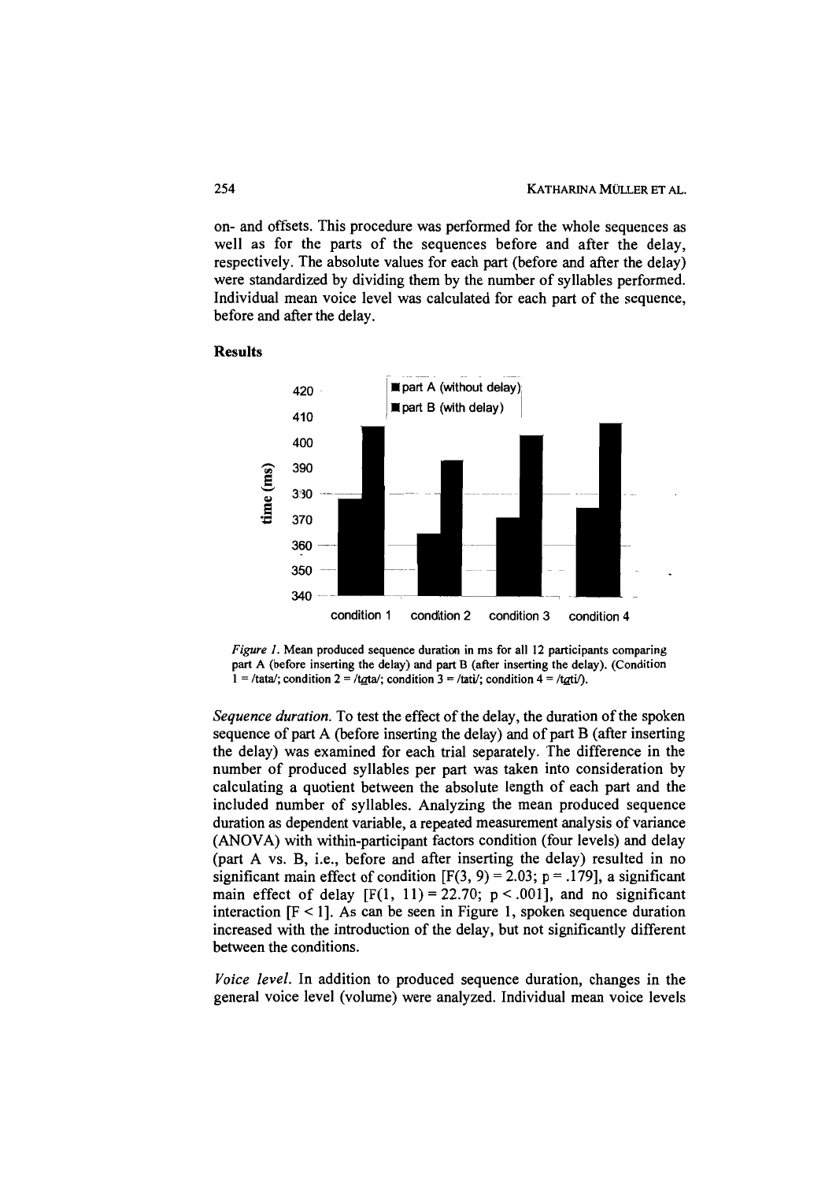on- and offsets. This procedure was performed for the whole sequences as well as for the parts of the sequences before and after the delay, respectively. The absolute values for each part (before and after the delay) were standardized by dividing them by the number of syllables performed. Individual mean voice level was calculated for each part of the sequence, before and after the delay.

**Results**

*Figure 1.* Mean produced sequence duration in ms for all 12 participants comparing part A (before inserting the delay) and part B (after inserting the delay). (Condition 1 = /tata/; condition 2 = /tata/; condition 3 = /tati/; condition 4 = /tati/).

*Sequence duration.* To test the effect of the delay, the duration of the spoken sequence of part A (before inserting the delay) and of part B (after inserting the delay) was examined for each trial separately. The difference in the number of produced syllables per part was taken into consideration by calculating a quotient between the absolute length of each part and the included number of syllables. Analyzing the mean produced sequence duration as dependent variable, a repeated measurement analysis of variance (ANOVA) with within-participant factors condition (four levels) and delay (part A vs. B, i.e., before and after inserting the delay) resulted in no significant main effect of condition [$F(3, 9) = 2.03$; $p = .179$], a significant main effect of delay [$F(1, 11) = 22.70$; $p < .001$], and no significant interaction [$F < 1$]. As can be seen in Figure 1, spoken sequence duration increased with the introduction of the delay, but not significantly different between the conditions.

*Voice level.* In addition to produced sequence duration, changes in the general voice level (volume) were analyzed. Individual mean voice levels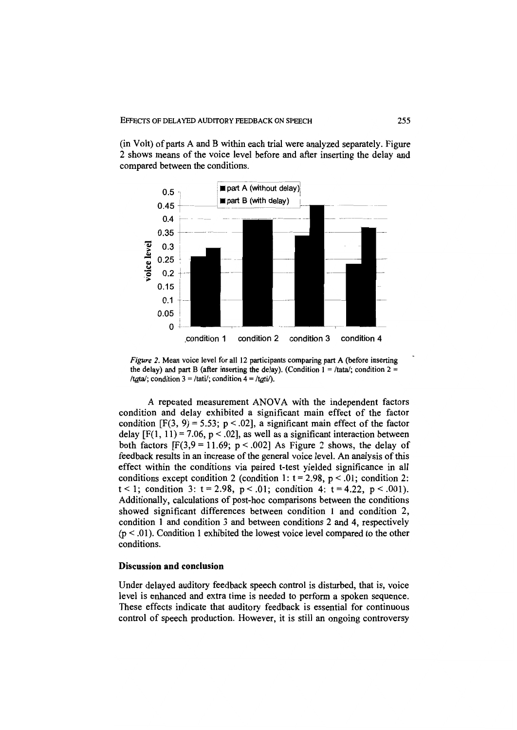(in Volt) of parts A and B within each trial were analyzed separately. Figure 2 shows means of the voice level before and after inserting the delay and compared between the conditions.

*Figure 2.* Mean voice level for all 12 participants comparing part A (before inserting the delay) and part B (after inserting the delay). (Condition 1 = /tata/; condition 2 = /ta̲ta/; condition 3 = /tati/; condition 4 = /ta̲ti/).

A repeated measurement ANOVA with the independent factors condition and delay exhibited a significant main effect of the factor condition [$F(3, 9) = 5.53$; $p < .02$], a significant main effect of the factor delay [$F(1, 11) = 7.06$, $p < .02$], as well as a significant interaction between both factors [$F(3,9 = 11.69$; $p < .002$] As Figure 2 shows, the delay of feedback results in an increase of the general voice level. An analysis of this effect within the conditions via paired t-test yielded significance in all conditions except condition 2 (condition 1: $t = 2.98$, $p < .01$; condition 2: $t < 1$; condition 3: $t = 2.98$, $p < .01$; condition 4: $t = 4.22$, $p < .001$). Additionally, calculations of post-hoc comparisons between the conditions showed significant differences between condition 1 and condition 2, condition 1 and condition 3 and between conditions 2 and 4, respectively ($p < .01$). Condition 1 exhibited the lowest voice level compared to the other conditions.

## Discussion and conclusion

Under delayed auditory feedback speech control is disturbed, that is, voice level is enhanced and extra time is needed to perform a spoken sequence. These effects indicate that auditory feedback is essential for continuous control of speech production. However, it is still an ongoing controversy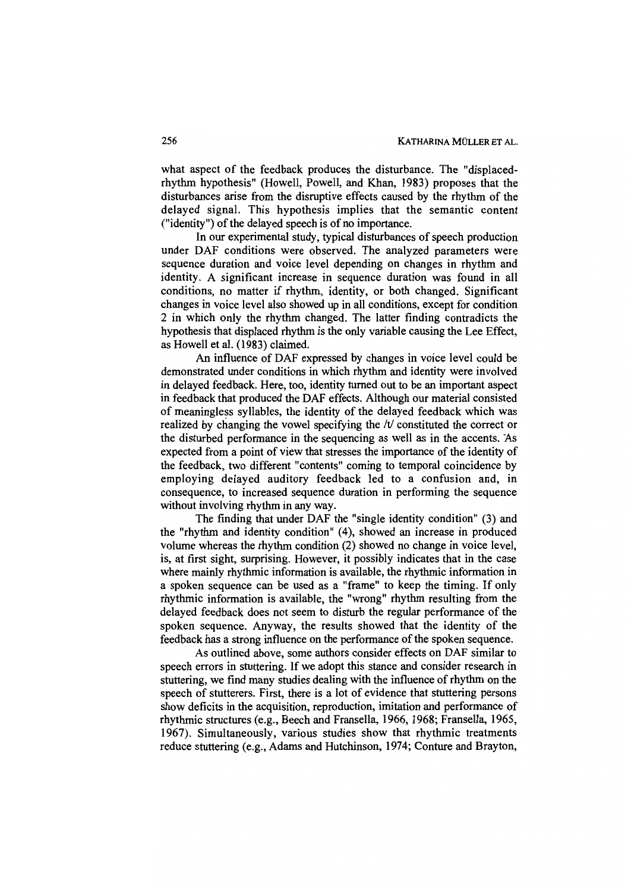what aspect of the feedback produces the disturbance. The "displaced-rhythm hypothesis" (Howell, Powell, and Khan, 1983) proposes that the disturbances arise from the disruptive effects caused by the rhythm of the delayed signal. This hypothesis implies that the semantic content ("identity") of the delayed speech is of no importance.

In our experimental study, typical disturbances of speech production under DAF conditions were observed. The analyzed parameters were sequence duration and voice level depending on changes in rhythm and identity. A significant increase in sequence duration was found in all conditions, no matter if rhythm, identity, or both changed. Significant changes in voice level also showed up in all conditions, except for condition 2 in which only the rhythm changed. The latter finding contradicts the hypothesis that displaced rhythm is the only variable causing the Lee Effect, as Howell et al. (1983) claimed.

An influence of DAF expressed by changes in voice level could be demonstrated under conditions in which rhythm and identity were involved in delayed feedback. Here, too, identity turned out to be an important aspect in feedback that produced the DAF effects. Although our material consisted of meaningless syllables, the identity of the delayed feedback which was realized by changing the vowel specifying the /t/ constituted the correct or the disturbed performance in the sequencing as well as in the accents. As expected from a point of view that stresses the importance of the identity of the feedback, two different "contents" coming to temporal coincidence by employing delayed auditory feedback led to a confusion and, in consequence, to increased sequence duration in performing the sequence without involving rhythm in any way.

The finding that under DAF the "single identity condition" (3) and the "rhythm and identity condition" (4), showed an increase in produced volume whereas the rhythm condition (2) showed no change in voice level, is, at first sight, surprising. However, it possibly indicates that in the case where mainly rhythmic information is available, the rhythmic information in a spoken sequence can be used as a "frame" to keep the timing. If only rhythmic information is available, the "wrong" rhythm resulting from the delayed feedback does not seem to disturb the regular performance of the spoken sequence. Anyway, the results showed that the identity of the feedback has a strong influence on the performance of the spoken sequence.

As outlined above, some authors consider effects on DAF similar to speech errors in stuttering. If we adopt this stance and consider research in stuttering, we find many studies dealing with the influence of rhythm on the speech of stutterers. First, there is a lot of evidence that stuttering persons show deficits in the acquisition, reproduction, imitation and performance of rhythmic structures (e.g., Beech and Fransella, 1966, 1968; Fransella, 1965, 1967). Simultaneously, various studies show that rhythmic treatments reduce stuttering (e.g., Adams and Hutchinson, 1974; Conture and Brayton,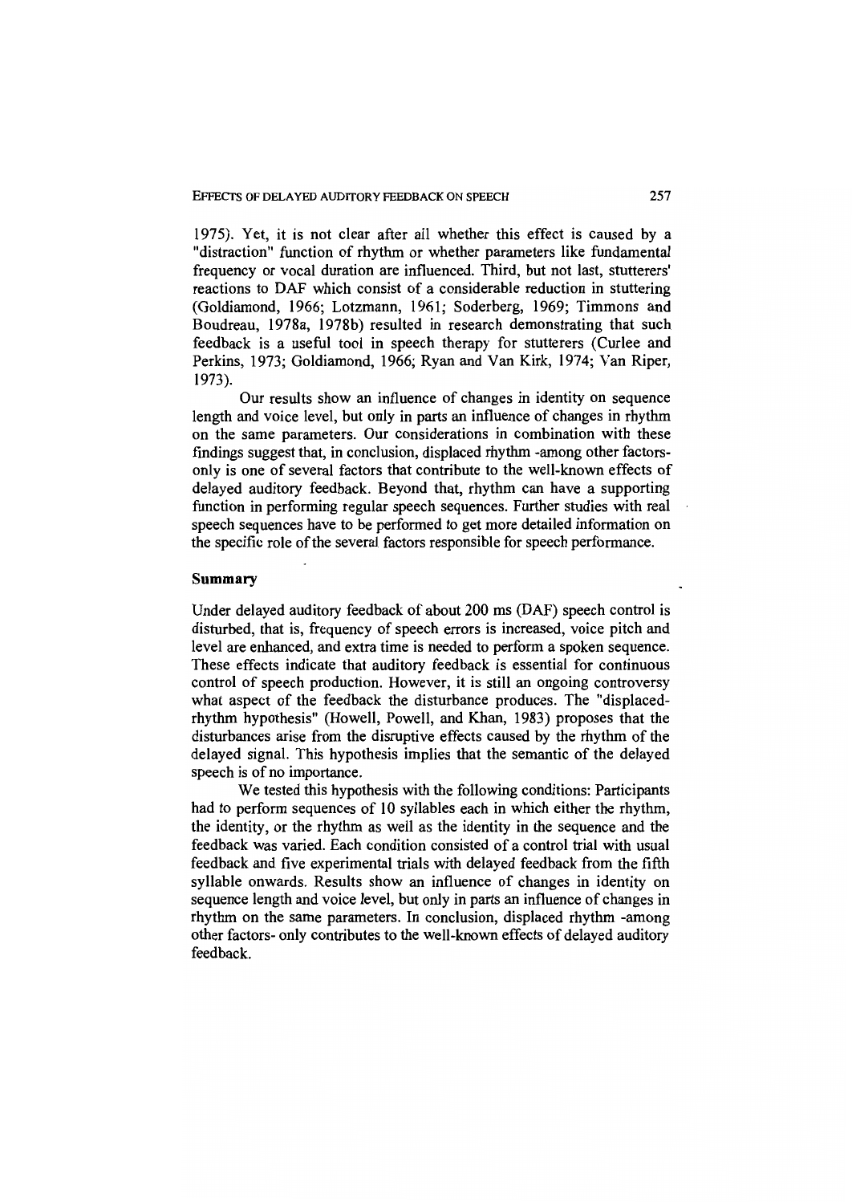1975). Yet, it is not clear after all whether this effect is caused by a "distraction" function of rhythm or whether parameters like fundamental frequency or vocal duration are influenced. Third, but not last, stutterers' reactions to DAF which consist of a considerable reduction in stuttering (Goldiamond, 1966; Lotzmann, 1961; Soderberg, 1969; Timmons and Boudreau, 1978a, 1978b) resulted in research demonstrating that such feedback is a useful tool in speech therapy for stutterers (Curlee and Perkins, 1973; Goldiamond, 1966; Ryan and Van Kirk, 1974; Van Riper, 1973).

Our results show an influence of changes in identity on sequence length and voice level, but only in parts an influence of changes in rhythm on the same parameters. Our considerations in combination with these findings suggest that, in conclusion, displaced rhythm -among other factors- only is one of several factors that contribute to the well-known effects of delayed auditory feedback. Beyond that, rhythm can have a supporting function in performing regular speech sequences. Further studies with real speech sequences have to be performed to get more detailed information on the specific role of the several factors responsible for speech performance.

## Summary

Under delayed auditory feedback of about 200 ms (DAF) speech control is disturbed, that is, frequency of speech errors is increased, voice pitch and level are enhanced, and extra time is needed to perform a spoken sequence. These effects indicate that auditory feedback is essential for continuous control of speech production. However, it is still an ongoing controversy what aspect of the feedback the disturbance produces. The "displaced-rhythm hypothesis" (Howell, Powell, and Khan, 1983) proposes that the disturbances arise from the disruptive effects caused by the rhythm of the delayed signal. This hypothesis implies that the semantic of the delayed speech is of no importance.

We tested this hypothesis with the following conditions: Participants had to perform sequences of 10 syllables each in which either the rhythm, the identity, or the rhythm as well as the identity in the sequence and the feedback was varied. Each condition consisted of a control trial with usual feedback and five experimental trials with delayed feedback from the fifth syllable onwards. Results show an influence of changes in identity on sequence length and voice level, but only in parts an influence of changes in rhythm on the same parameters. In conclusion, displaced rhythm -among other factors- only contributes to the well-known effects of delayed auditory feedback.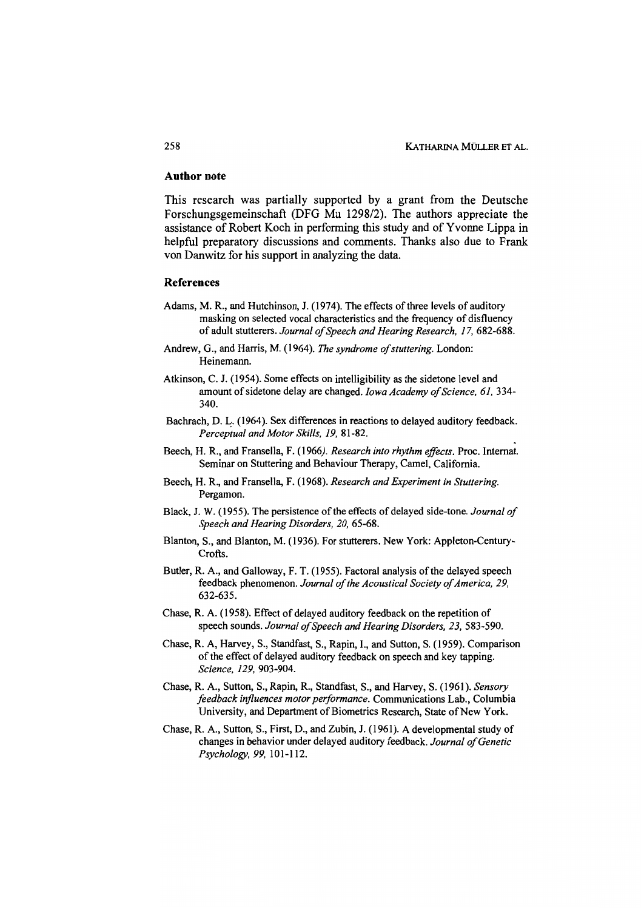## Author note

This research was partially supported by a grant from the Deutsche Forschungsgemeinschaft (DFG Mu 1298/2). The authors appreciate the assistance of Robert Koch in performing this study and of Yvonne Lippa in helpful preparatory discussions and comments. Thanks also due to Frank von Danwitz for his support in analyzing the data.

## References

Adams, M. R., and Hutchinson, J. (1974). The effects of three levels of auditory masking on selected vocal characteristics and the frequency of disfluency of adult stutterers. *Journal of Speech and Hearing Research, 17,* 682-688.

Andrew, G., and Harris, M. (1964). *The syndrome of stuttering.* London: Heinemann.

Atkinson, C. J. (1954). Some effects on intelligibility as the sidetone level and amount of sidetone delay are changed. *Iowa Academy of Science, 61,* 334-340.

Bachrach, D. L. (1964). Sex differences in reactions to delayed auditory feedback. *Perceptual and Motor Skills, 19,* 81-82.

Beech, H. R., and Fransella, F. (1966). *Research into rhythm effects.* Proc. Internat. Seminar on Stuttering and Behaviour Therapy, Camel, California.

Beech, H. R., and Fransella, F. (1968). *Research and Experiment in Stuttering.* Pergamon.

Black, J. W. (1955). The persistence of the effects of delayed side-tone. *Journal of Speech and Hearing Disorders, 20,* 65-68.

Blanton, S., and Blanton, M. (1936). For stutterers. New York: Appleton-Century-Crofts.

Butler, R. A., and Galloway, F. T. (1955). Factoral analysis of the delayed speech feedback phenomenon. *Journal of the Acoustical Society of America, 29,* 632-635.

Chase, R. A. (1958). Effect of delayed auditory feedback on the repetition of speech sounds. *Journal of Speech and Hearing Disorders, 23,* 583-590.

Chase, R. A, Harvey, S., Standfast, S., Rapin, I., and Sutton, S. (1959). Comparison of the effect of delayed auditory feedback on speech and key tapping. *Science, 129,* 903-904.

Chase, R. A., Sutton, S., Rapin, R., Standfast, S., and Harvey, S. (1961). *Sensory feedback influences motor performance.* Communications Lab., Columbia University, and Department of Biometrics Research, State of New York.

Chase, R. A., Sutton, S., First, D., and Zubin, J. (1961). A developmental study of changes in behavior under delayed auditory feedback. *Journal of Genetic Psychology, 99,* 101-112.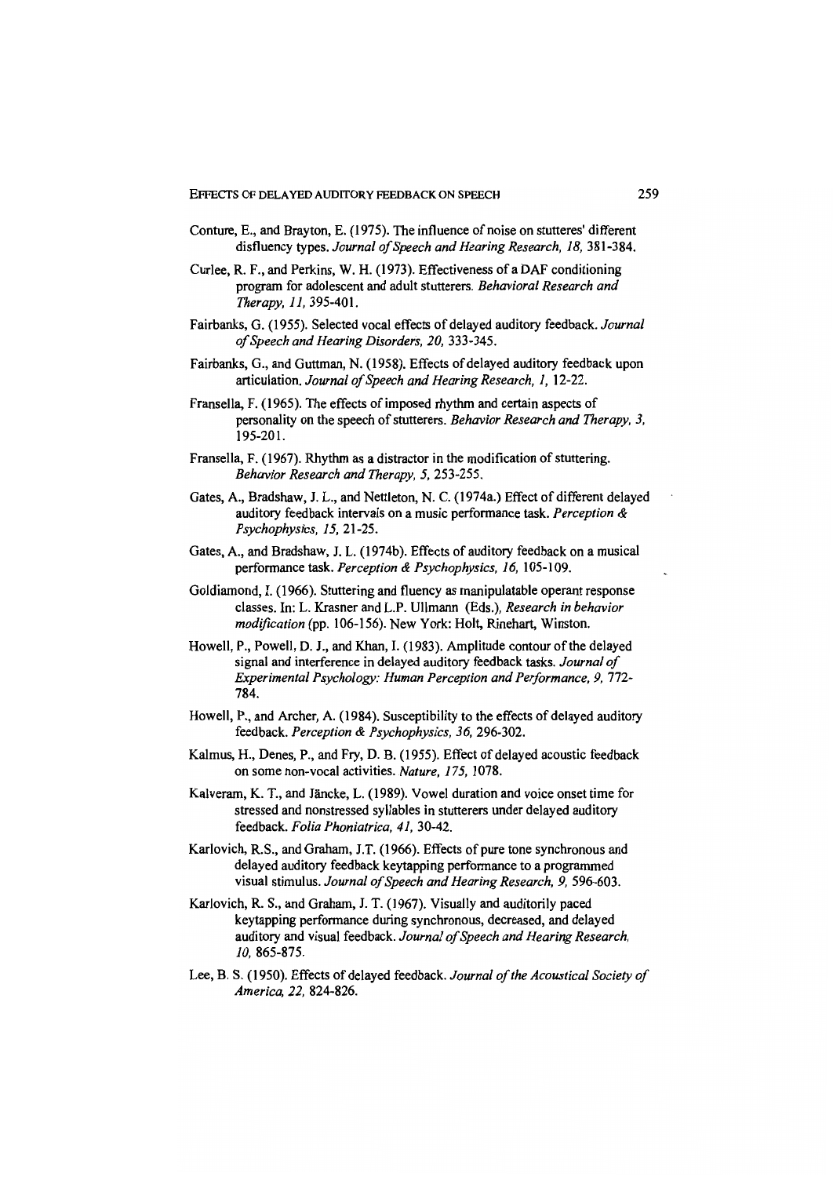Conture, E., and Brayton, E. (1975). The influence of noise on stutteres' different disfluency types. *Journal of Speech and Hearing Research, 18,* 381-384.

Curlee, R. F., and Perkins, W. H. (1973). Effectiveness of a DAF conditioning program for adolescent and adult stutterers. *Behavioral Research and Therapy, 11,* 395-401.

Fairbanks, G. (1955). Selected vocal effects of delayed auditory feedback. *Journal of Speech and Hearing Disorders, 20,* 333-345.

Fairbanks, G., and Guttman, N. (1958). Effects of delayed auditory feedback upon articulation. *Journal of Speech and Hearing Research, 1,* 12-22.

Fransella, F. (1965). The effects of imposed rhythm and certain aspects of personality on the speech of stutterers. *Behavior Research and Therapy, 3,* 195-201.

Fransella, F. (1967). Rhythm as a distractor in the modification of stuttering. *Behavior Research and Therapy, 5,* 253-255.

Gates, A., Bradshaw, J. L., and Nettleton, N. C. (1974a.) Effect of different delayed auditory feedback intervals on a music performance task. *Perception & Psychophysics, 15,* 21-25.

Gates, A., and Bradshaw, J. L. (1974b). Effects of auditory feedback on a musical performance task. *Perception & Psychophysics, 16,* 105-109.

Goldiamond, I. (1966). Stuttering and fluency as manipulatable operant response classes. In: L. Krasner and L.P. Ullmann (Eds.), *Research in behavior modification* (pp. 106-156). New York: Holt, Rinehart, Winston.

Howell, P., Powell, D. J., and Khan, I. (1983). Amplitude contour of the delayed signal and interference in delayed auditory feedback tasks. *Journal of Experimental Psychology: Human Perception and Performance, 9,* 772-784.

Howell, P., and Archer, A. (1984). Susceptibility to the effects of delayed auditory feedback. *Perception & Psychophysics, 36,* 296-302.

Kalmus, H., Denes, P., and Fry, D. B. (1955). Effect of delayed acoustic feedback on some non-vocal activities. *Nature, 175,* 1078.

Kalveram, K. T., and Jäncke, L. (1989). Vowel duration and voice onset time for stressed and nonstressed syllables in stutterers under delayed auditory feedback. *Folia Phoniatrica, 41,* 30-42.

Karlovich, R.S., and Graham, J.T. (1966). Effects of pure tone synchronous and delayed auditory feedback keytapping performance to a programmed visual stimulus. *Journal of Speech and Hearing Research, 9,* 596-603.

Karlovich, R. S., and Graham, J. T. (1967). Visually and auditorily paced keytapping performance during synchronous, decreased, and delayed auditory and visual feedback. *Journal of Speech and Hearing Research, 10,* 865-875.

Lee, B. S. (1950). Effects of delayed feedback. *Journal of the Acoustical Society of America, 22,* 824-826.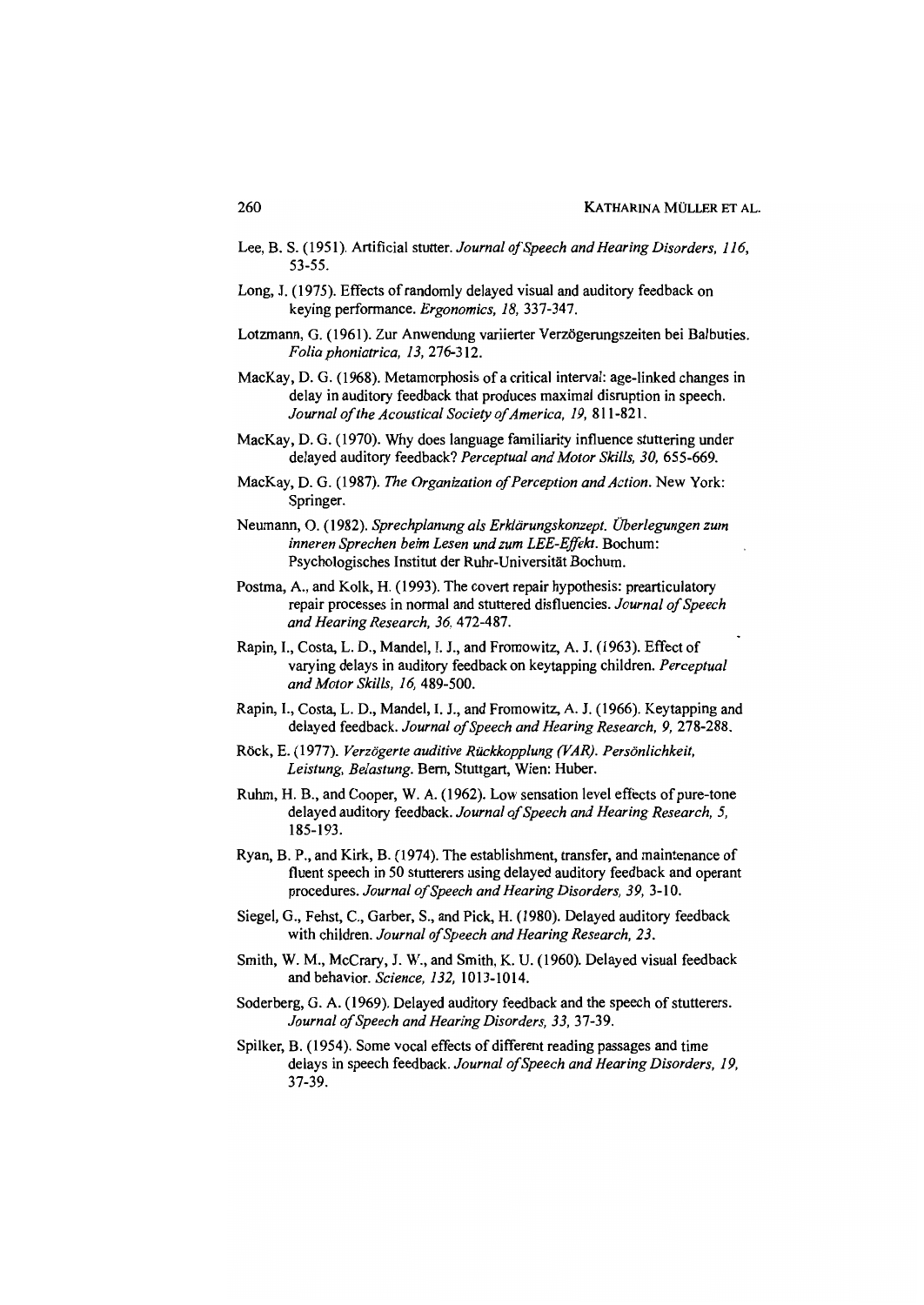Lee, B. S. (1951). Artificial stutter. *Journal of Speech and Hearing Disorders, 116*, 53-55.

Long, J. (1975). Effects of randomly delayed visual and auditory feedback on keying performance. *Ergonomics, 18*, 337-347.

Lotzmann, G. (1961). Zur Anwendung variierter Verzögerungszeiten bei Balbuties. *Folia phoniatrica, 13*, 276-312.

MacKay, D. G. (1968). Metamorphosis of a critical interval: age-linked changes in delay in auditory feedback that produces maximal disruption in speech. *Journal of the Acoustical Society of America, 19*, 811-821.

MacKay, D. G. (1970). Why does language familiarity influence stuttering under delayed auditory feedback? *Perceptual and Motor Skills, 30*, 655-669.

MacKay, D. G. (1987). *The Organization of Perception and Action*. New York: Springer.

Neumann, O. (1982). *Sprechplanung als Erklärungskonzept. Überlegungen zum inneren Sprechen beim Lesen und zum LEE-Effekt*. Bochum: Psychologisches Institut der Ruhr-Universität Bochum.

Postma, A., and Kolk, H. (1993). The covert repair hypothesis: prearticulatory repair processes in normal and stuttered disfluencies. *Journal of Speech and Hearing Research, 36*, 472-487.

Rapin, I., Costa, L. D., Mandel, I. J., and Fromowitz, A. J. (1963). Effect of varying delays in auditory feedback on keytapping children. *Perceptual and Motor Skills, 16*, 489-500.

Rapin, I., Costa, L. D., Mandel, I. J., and Fromowitz, A. J. (1966). Keytapping and delayed feedback. *Journal of Speech and Hearing Research, 9*, 278-288.

Röck, E. (1977). *Verzögerte auditive Rückkopplung (VAR). Persönlichkeit, Leistung, Belastung*. Bern, Stuttgart, Wien: Huber.

Ruhm, H. B., and Cooper, W. A. (1962). Low sensation level effects of pure-tone delayed auditory feedback. *Journal of Speech and Hearing Research, 5*, 185-193.

Ryan, B. P., and Kirk, B. (1974). The establishment, transfer, and maintenance of fluent speech in 50 stutterers using delayed auditory feedback and operant procedures. *Journal of Speech and Hearing Disorders, 39*, 3-10.

Siegel, G., Fehst, C., Garber, S., and Pick, H. (1980). Delayed auditory feedback with children. *Journal of Speech and Hearing Research, 23*.

Smith, W. M., McCrary, J. W., and Smith, K. U. (1960). Delayed visual feedback and behavior. *Science, 132*, 1013-1014.

Soderberg, G. A. (1969). Delayed auditory feedback and the speech of stutterers. *Journal of Speech and Hearing Disorders, 33*, 37-39.

Spilker, B. (1954). Some vocal effects of different reading passages and time delays in speech feedback. *Journal of Speech and Hearing Disorders, 19*, 37-39.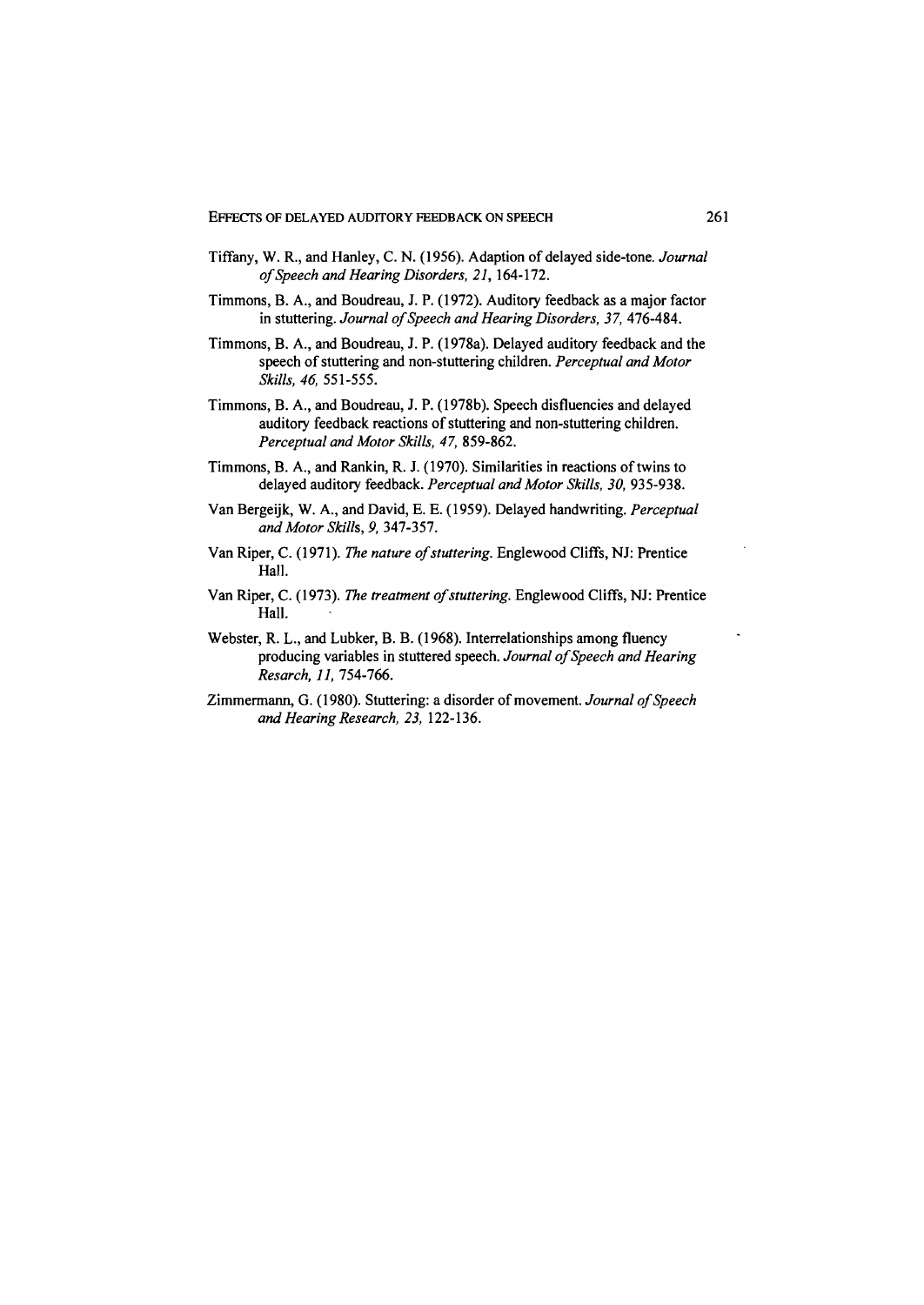Tiffany, W. R., and Hanley, C. N. (1956). Adaption of delayed side-tone. *Journal of Speech and Hearing Disorders, 21*, 164-172.

Timmons, B. A., and Boudreau, J. P. (1972). Auditory feedback as a major factor in stuttering. *Journal of Speech and Hearing Disorders, 37,* 476-484.

Timmons, B. A., and Boudreau, J. P. (1978a). Delayed auditory feedback and the speech of stuttering and non-stuttering children. *Perceptual and Motor Skills, 46,* 551-555.

Timmons, B. A., and Boudreau, J. P. (1978b). Speech disfluencies and delayed auditory feedback reactions of stuttering and non-stuttering children. *Perceptual and Motor Skills, 47,* 859-862.

Timmons, B. A., and Rankin, R. J. (1970). Similarities in reactions of twins to delayed auditory feedback. *Perceptual and Motor Skills, 30,* 935-938.

Van Bergeijk, W. A., and David, E. E. (1959). Delayed handwriting. *Perceptual and Motor Skills, 9,* 347-357.

Van Riper, C. (1971). *The nature of stuttering.* Englewood Cliffs, NJ: Prentice Hall.

Van Riper, C. (1973). *The treatment of stuttering.* Englewood Cliffs, NJ: Prentice Hall.

Webster, R. L., and Lubker, B. B. (1968). Interrelationships among fluency producing variables in stuttered speech. *Journal of Speech and Hearing Resarch, 11,* 754-766.

Zimmermann, G. (1980). Stuttering: a disorder of movement. *Journal of Speech and Hearing Research, 23,* 122-136.